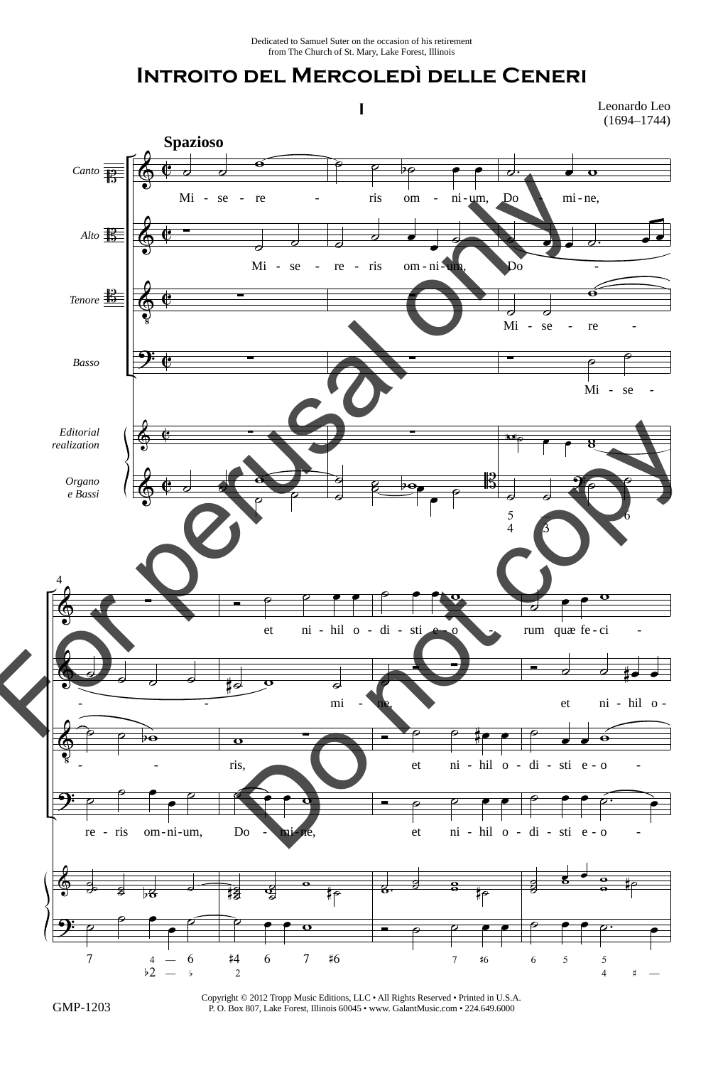Dedicated to Samuel Suter on the occasion of his retirement
from The Church of St. Mary, Lake Forest, Illinois

# Introito del Mercoledì delle Ceneri

## I

Leonardo Leo
(1694–1744)

**Spazioso**

Canto: Mi - se - re - ris om - ni - um, Do - mi - ne,

Alto: Mi - se - re - ris om - ni - um, Do -

Tenore: Mi - se - re -

Basso: Mi - se -

Editorial realization

Organo e Bassi

4

Canto: et ni - hil o - di - sti e - o - rum quæ fe - ci -

Alto: - - mi - ne, et ni - hil o -

Tenore: - - ris, et ni - hil o - di - sti e - o -

Basso: re - ris om - ni - um, Do - mi - ne, et ni - hil o - di - sti e - o -

Copyright © 2012 Tropp Music Editions, LLC • All Rights Reserved • Printed in U.S.A.
P. O. Box 807, Lake Forest, Illinois 60045 • www. GalantMusic.com • 224.649.6000

GMP-1203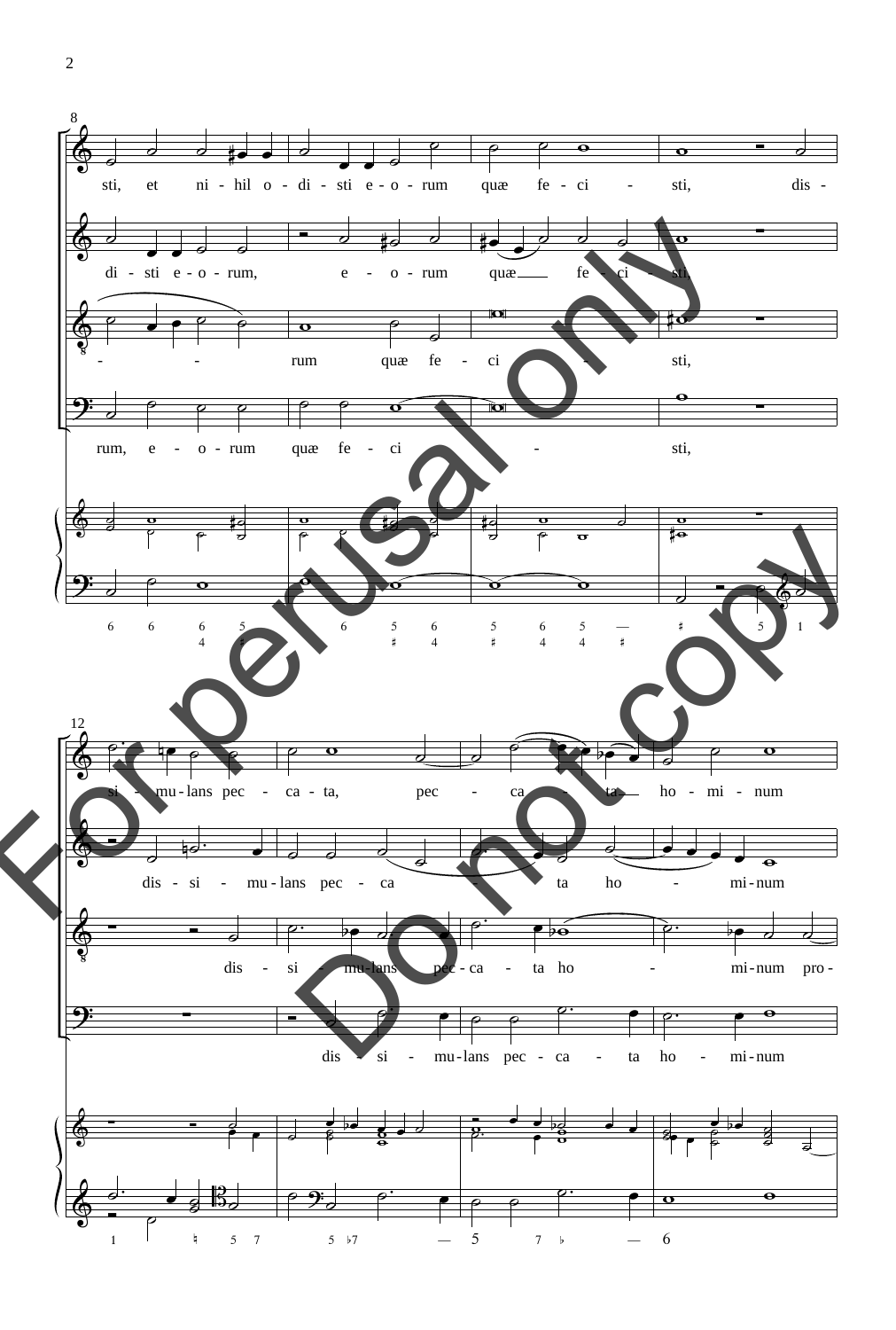8

sti, et ni - hil o - di - sti e - o - rum quæ fe - ci - sti, dis -

di - sti e - o - rum, e - o - rum quæ fe - ci - sti,

- - rum quæ fe - ci - sti,

rum, e - o - rum quæ fe - ci - sti,

12

si - mu - lans pec - ca - ta, pec - ca - ta ho - mi - num

dis - si - mu - lans pec - ca - ta ho - mi - num

dis - si - mu - lans pec - ca - ta ho - mi - num pro -

dis - si - mu - lans pec - ca - ta ho - mi - num

For perusal only

Do not copy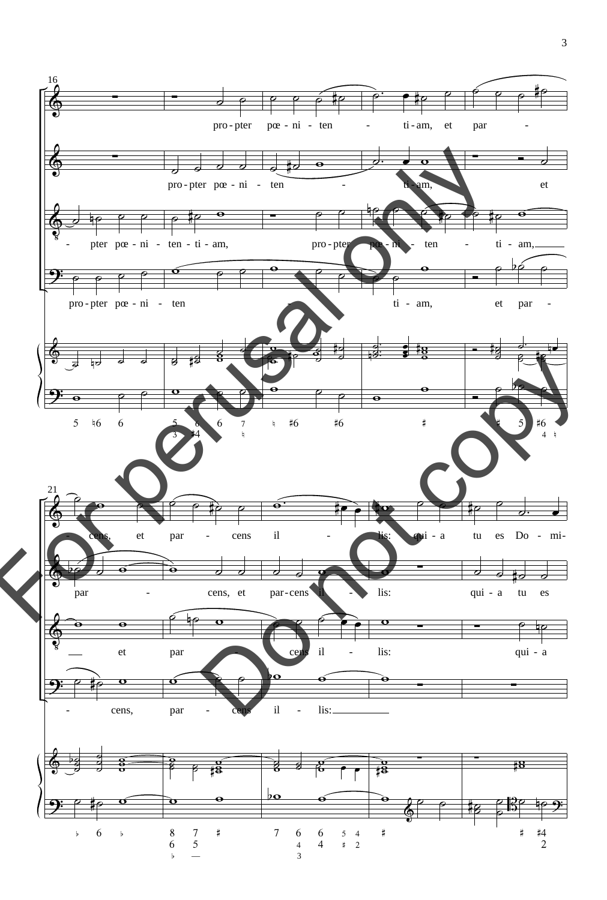16

pro - pter pœ - ni - ten - ti - am, et par -

pro - pter pœ - ni - ten - ti - am, et

- pter pœ - ni - ten - ti - am, pro - pter pœ - ni - ten - ti - am,

pro - pter pœ - ni - ten - ti - am, et par -

21

- cens, et par - cens il - lis: qui - a tu es Do - mi-

par - cens, et par - cens il - lis: qui - a tu es

et par - cens il - lis: qui - a

- cens, par - cens il - lis:

For perusal only

Do not copy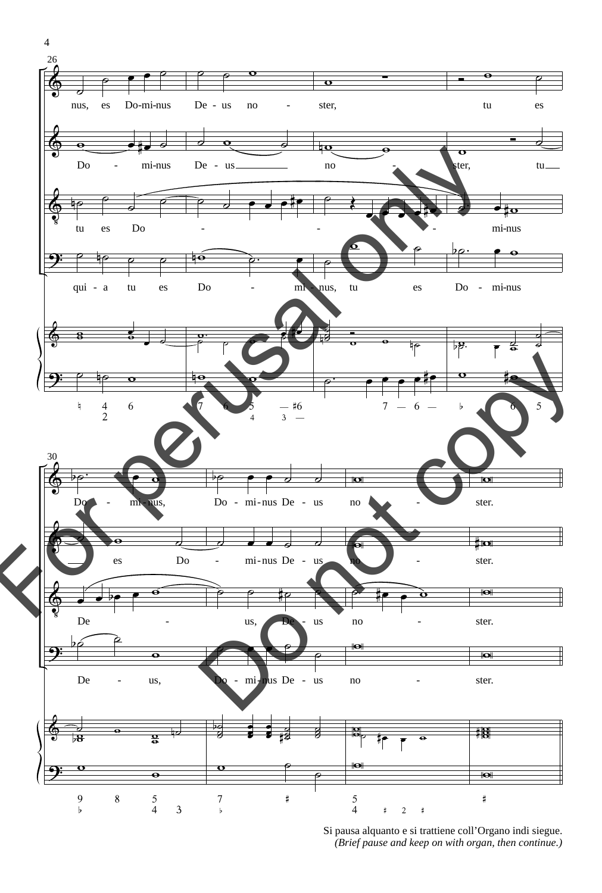Si pausa alquanto e si trattiene coll'Organo indi siegue.
*(Brief pause and keep on with organ, then continue.)*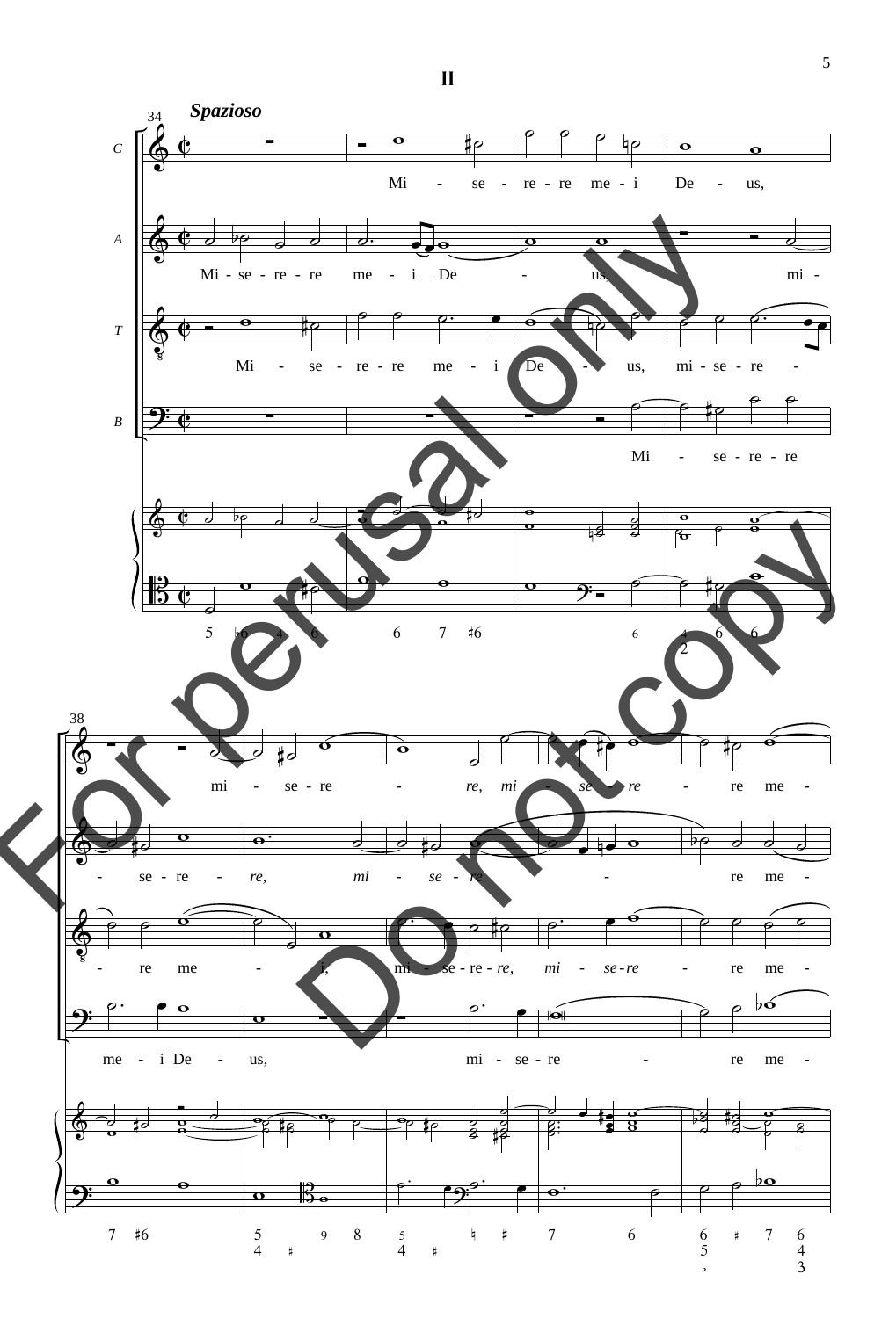# II

*Spazioso*

34

C: Mi - se - re - re me - i De - us,

A: Mi - se - re - re me - i De - us, mi -

T: Mi - se - re - re me - i De - us, mi - se - re -

B: Mi - se - re - re

38

C: mi - se - re - *re, mi - se - re* - re me -

A: - se - re - *re, mi - se - re* - re me -

T: - re me - i, mi - se - re - *re, mi - se - re* - re me -

B: me - i De - us, mi - se - re - re me -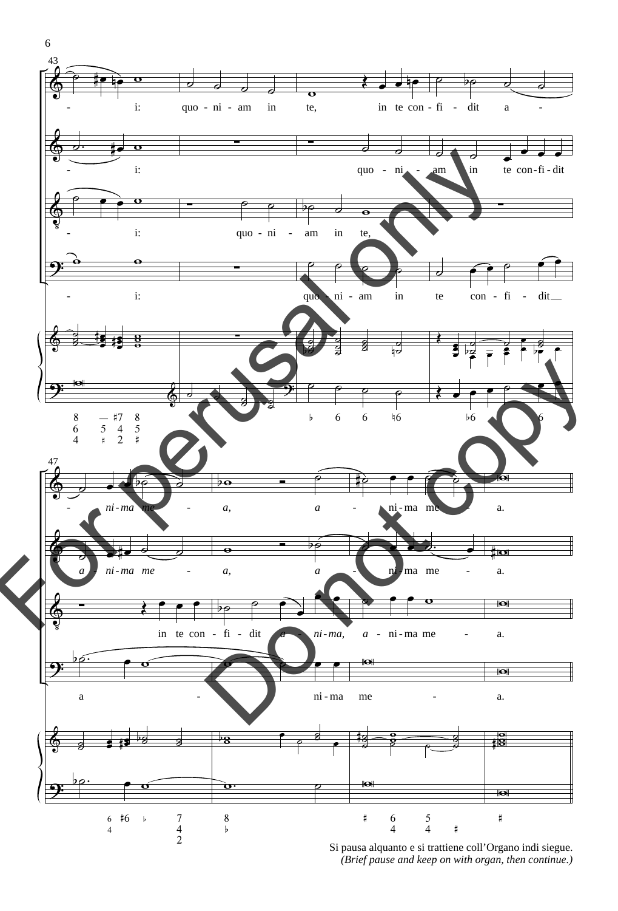Si pausa alquanto e si trattiene coll'Organo indi siegue.
*(Brief pause and keep on with organ, then continue.)*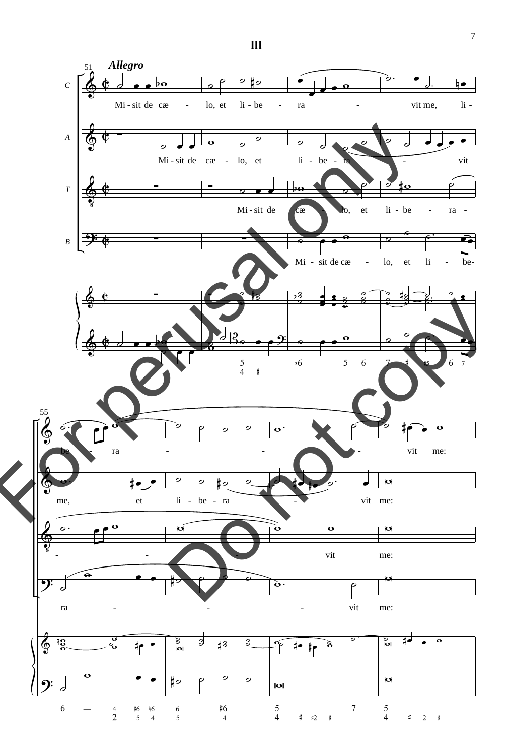# III

*Allegro*

C: Mi-sit de cæ - lo, et li-be - ra - vit me, li-be - ra - - - vit me:

A: Mi-sit de cæ - lo, et li-be-ra - vit me, et li-be-ra - vit me:

T: Mi-sit de cæ - lo, et li-be - ra - - - - vit me:

B: Mi-sit de cæ - lo, et li - be-ra - - - vit me: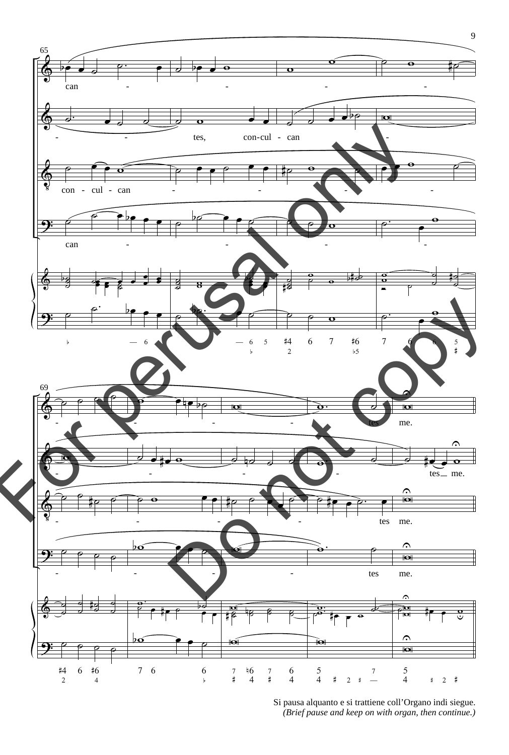Si pausa alquanto e si trattiene coll'Organo indi siegue.
*(Brief pause and keep on with organ, then continue.)*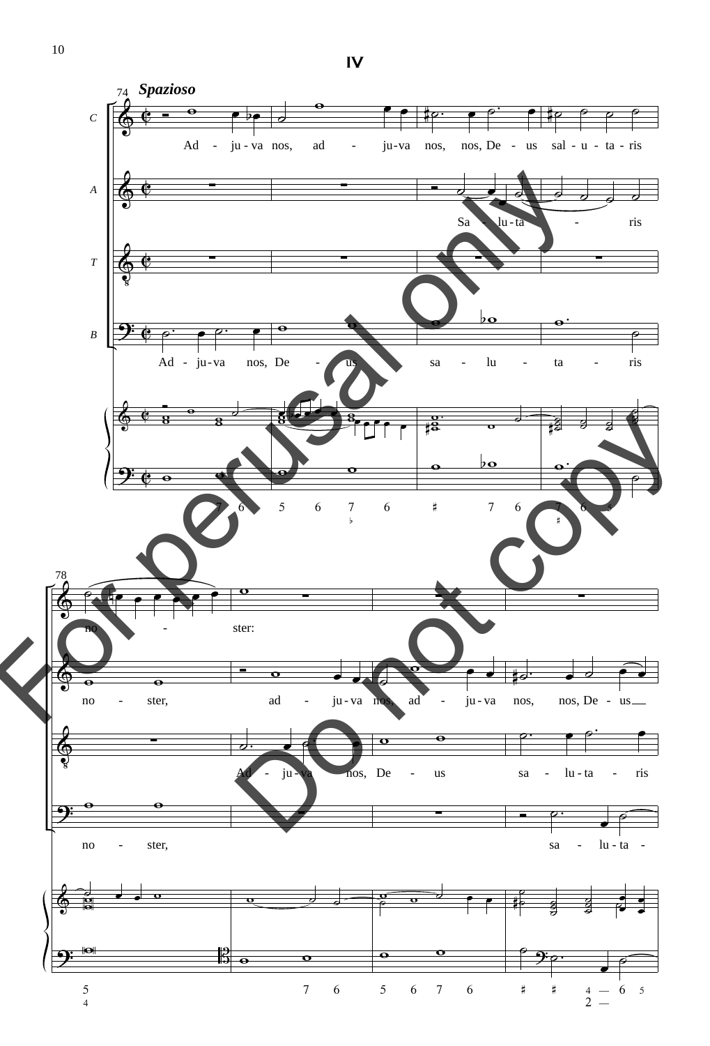## IV

*Spazioso*

Ad - ju - va nos, ad - ju-va nos, nos, De - us sal - u - ta - ris

Sa - lu - ta - ris

Ad - ju - va nos, De - us sa - lu - ta - ris

no - ster:

no - ster, ad - ju - va nos, ad - ju - va nos, nos, De - us

Ad - ju - va nos, De - us sa - lu - ta - ris

no - ster, sa - lu - ta -